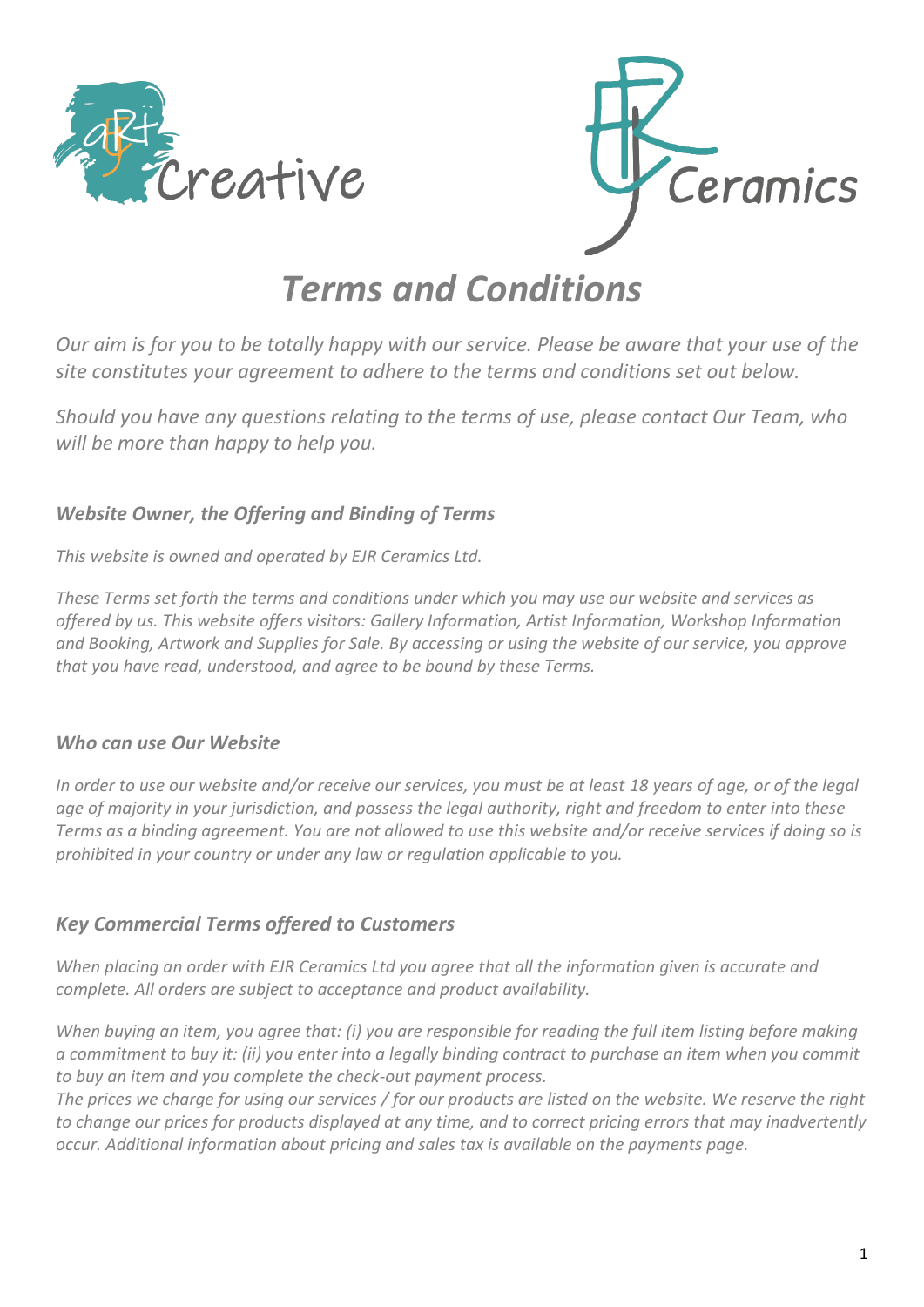# *Terms and Conditions*

*Our aim is for you to be totally happy with our service. Please be aware that your use of the site constitutes your agreement to adhere to the terms and conditions set out below.*

*Should you have any questions relating to the terms of use, please contact Our Team, who will be more than happy to help you.*

### *Website Owner, the Offering and Binding of Terms*

*This website is owned and operated by EJR Ceramics Ltd.*

*These Terms set forth the terms and conditions under which you may use our website and services as offered by us. This website offers visitors: Gallery Information, Artist Information, Workshop Information and Booking, Artwork and Supplies for Sale. By accessing or using the website of our service, you approve that you have read, understood, and agree to be bound by these Terms.*

### *Who can use Our Website*

*In order to use our website and/or receive our services, you must be at least 18 years of age, or of the legal age of majority in your jurisdiction, and possess the legal authority, right and freedom to enter into these Terms as a binding agreement. You are not allowed to use this website and/or receive services if doing so is prohibited in your country or under any law or regulation applicable to you.*

### *Key Commercial Terms offered to Customers*

*When placing an order with EJR Ceramics Ltd you agree that all the information given is accurate and complete. All orders are subject to acceptance and product availability.*

*When buying an item, you agree that: (i) you are responsible for reading the full item listing before making a commitment to buy it: (ii) you enter into a legally binding contract to purchase an item when you commit to buy an item and you complete the check-out payment process.*
*The prices we charge for using our services / for our products are listed on the website. We reserve the right to change our prices for products displayed at any time, and to correct pricing errors that may inadvertently occur. Additional information about pricing and sales tax is available on the payments page.*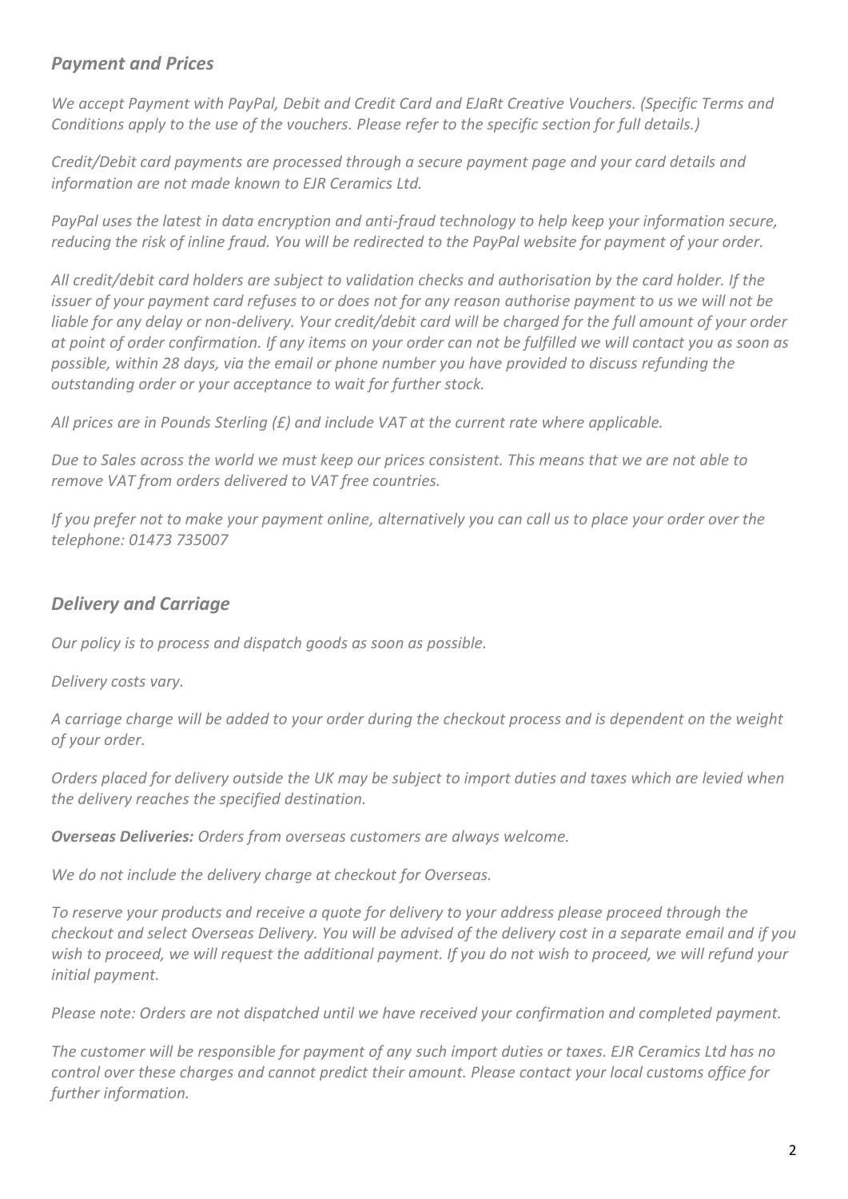## *Payment and Prices*

*We accept Payment with PayPal, Debit and Credit Card and EJaRt Creative Vouchers. (Specific Terms and Conditions apply to the use of the vouchers. Please refer to the specific section for full details.)*

*Credit/Debit card payments are processed through a secure payment page and your card details and information are not made known to EJR Ceramics Ltd.*

*PayPal uses the latest in data encryption and anti-fraud technology to help keep your information secure, reducing the risk of inline fraud. You will be redirected to the PayPal website for payment of your order.*

*All credit/debit card holders are subject to validation checks and authorisation by the card holder. If the issuer of your payment card refuses to or does not for any reason authorise payment to us we will not be liable for any delay or non-delivery. Your credit/debit card will be charged for the full amount of your order at point of order confirmation. If any items on your order can not be fulfilled we will contact you as soon as possible, within 28 days, via the email or phone number you have provided to discuss refunding the outstanding order or your acceptance to wait for further stock.*

*All prices are in Pounds Sterling (£) and include VAT at the current rate where applicable.*

*Due to Sales across the world we must keep our prices consistent. This means that we are not able to remove VAT from orders delivered to VAT free countries.*

*If you prefer not to make your payment online, alternatively you can call us to place your order over the telephone: 01473 735007*

## *Delivery and Carriage*

*Our policy is to process and dispatch goods as soon as possible.*

*Delivery costs vary.*

*A carriage charge will be added to your order during the checkout process and is dependent on the weight of your order.*

*Orders placed for delivery outside the UK may be subject to import duties and taxes which are levied when the delivery reaches the specified destination.*

***Overseas Deliveries:*** *Orders from overseas customers are always welcome.*

*We do not include the delivery charge at checkout for Overseas.*

*To reserve your products and receive a quote for delivery to your address please proceed through the checkout and select Overseas Delivery. You will be advised of the delivery cost in a separate email and if you wish to proceed, we will request the additional payment. If you do not wish to proceed, we will refund your initial payment.*

*Please note: Orders are not dispatched until we have received your confirmation and completed payment.*

*The customer will be responsible for payment of any such import duties or taxes. EJR Ceramics Ltd has no control over these charges and cannot predict their amount. Please contact your local customs office for further information.*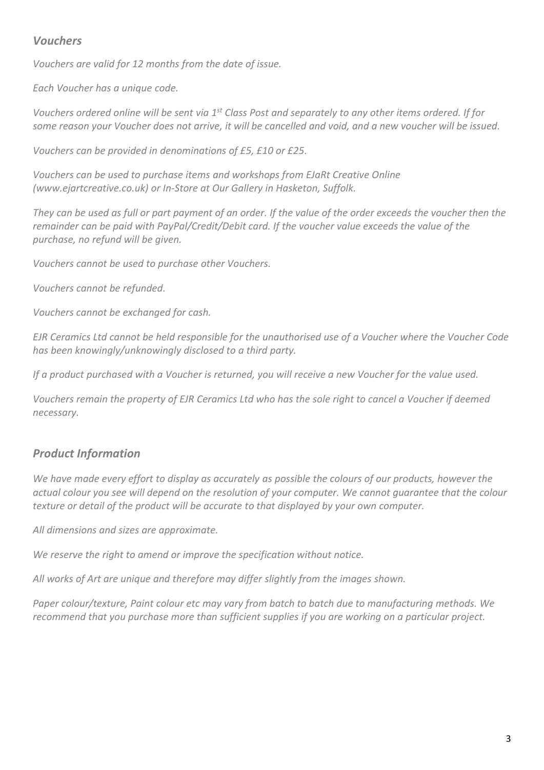## *Vouchers*

*Vouchers are valid for 12 months from the date of issue.*

*Each Voucher has a unique code.*

*Vouchers ordered online will be sent via 1st Class Post and separately to any other items ordered. If for some reason your Voucher does not arrive, it will be cancelled and void, and a new voucher will be issued.*

*Vouchers can be provided in denominations of £5, £10 or £25.*

*Vouchers can be used to purchase items and workshops from EJaRt Creative Online (www.ejartcreative.co.uk) or In-Store at Our Gallery in Hasketon, Suffolk.*

*They can be used as full or part payment of an order. If the value of the order exceeds the voucher then the remainder can be paid with PayPal/Credit/Debit card. If the voucher value exceeds the value of the purchase, no refund will be given.*

*Vouchers cannot be used to purchase other Vouchers.*

*Vouchers cannot be refunded.*

*Vouchers cannot be exchanged for cash.*

*EJR Ceramics Ltd cannot be held responsible for the unauthorised use of a Voucher where the Voucher Code has been knowingly/unknowingly disclosed to a third party.*

*If a product purchased with a Voucher is returned, you will receive a new Voucher for the value used.*

*Vouchers remain the property of EJR Ceramics Ltd who has the sole right to cancel a Voucher if deemed necessary.*

## *Product Information*

*We have made every effort to display as accurately as possible the colours of our products, however the actual colour you see will depend on the resolution of your computer. We cannot guarantee that the colour texture or detail of the product will be accurate to that displayed by your own computer.*

*All dimensions and sizes are approximate.*

*We reserve the right to amend or improve the specification without notice.*

*All works of Art are unique and therefore may differ slightly from the images shown.*

*Paper colour/texture, Paint colour etc may vary from batch to batch due to manufacturing methods. We recommend that you purchase more than sufficient supplies if you are working on a particular project.*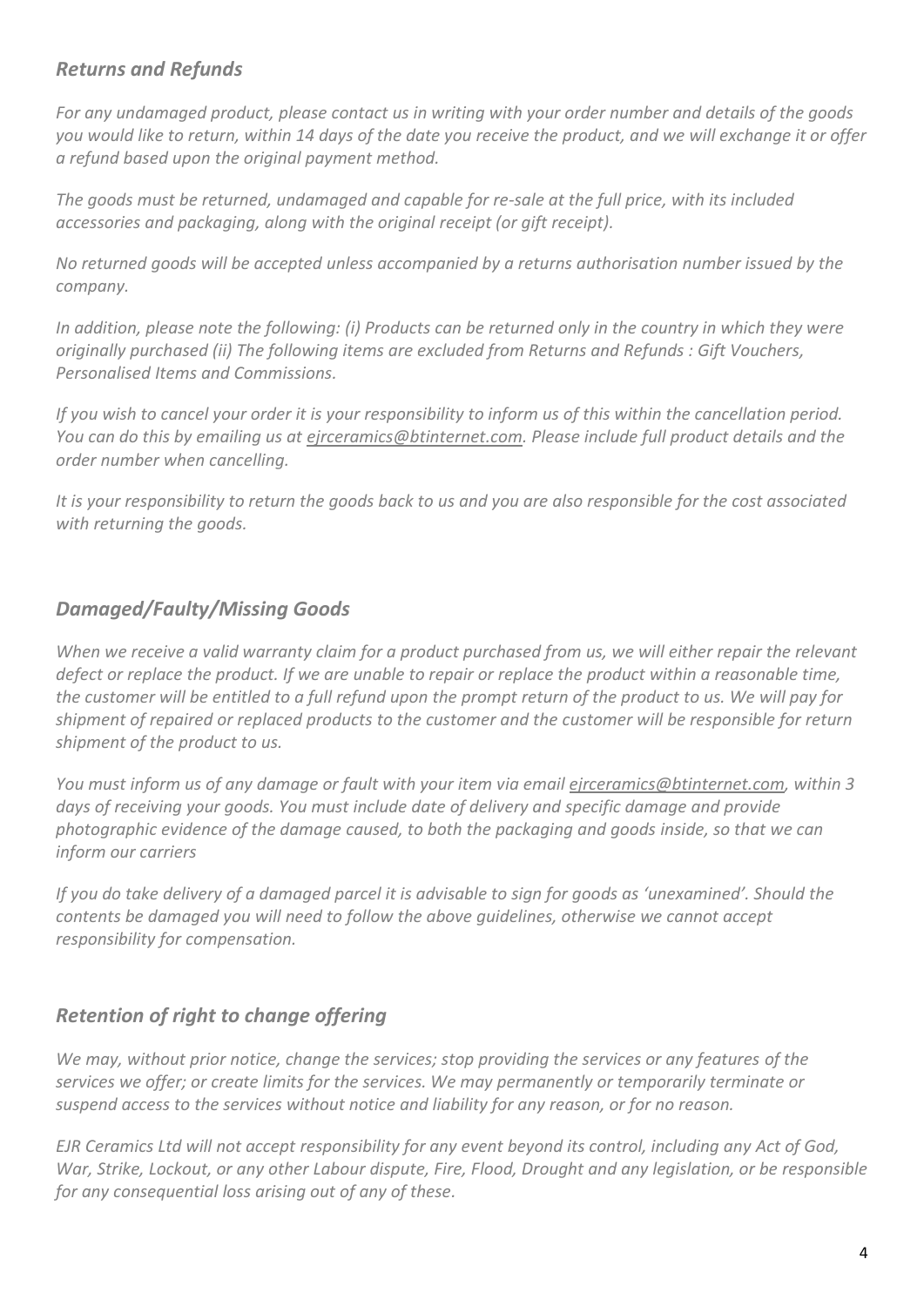## *Returns and Refunds*

*For any undamaged product, please contact us in writing with your order number and details of the goods you would like to return, within 14 days of the date you receive the product, and we will exchange it or offer a refund based upon the original payment method.*

*The goods must be returned, undamaged and capable for re-sale at the full price, with its included accessories and packaging, along with the original receipt (or gift receipt).*

*No returned goods will be accepted unless accompanied by a returns authorisation number issued by the company.*

*In addition, please note the following: (i) Products can be returned only in the country in which they were originally purchased (ii) The following items are excluded from Returns and Refunds : Gift Vouchers, Personalised Items and Commissions.*

*If you wish to cancel your order it is your responsibility to inform us of this within the cancellation period. You can do this by emailing us at ejrceramics@btinternet.com. Please include full product details and the order number when cancelling.*

*It is your responsibility to return the goods back to us and you are also responsible for the cost associated with returning the goods.*

## *Damaged/Faulty/Missing Goods*

*When we receive a valid warranty claim for a product purchased from us, we will either repair the relevant defect or replace the product. If we are unable to repair or replace the product within a reasonable time, the customer will be entitled to a full refund upon the prompt return of the product to us. We will pay for shipment of repaired or replaced products to the customer and the customer will be responsible for return shipment of the product to us.*

*You must inform us of any damage or fault with your item via email ejrceramics@btinternet.com, within 3 days of receiving your goods. You must include date of delivery and specific damage and provide photographic evidence of the damage caused, to both the packaging and goods inside, so that we can inform our carriers*

*If you do take delivery of a damaged parcel it is advisable to sign for goods as 'unexamined'. Should the contents be damaged you will need to follow the above guidelines, otherwise we cannot accept responsibility for compensation.*

## *Retention of right to change offering*

*We may, without prior notice, change the services; stop providing the services or any features of the services we offer; or create limits for the services. We may permanently or temporarily terminate or suspend access to the services without notice and liability for any reason, or for no reason.*

*EJR Ceramics Ltd will not accept responsibility for any event beyond its control, including any Act of God, War, Strike, Lockout, or any other Labour dispute, Fire, Flood, Drought and any legislation, or be responsible for any consequential loss arising out of any of these.*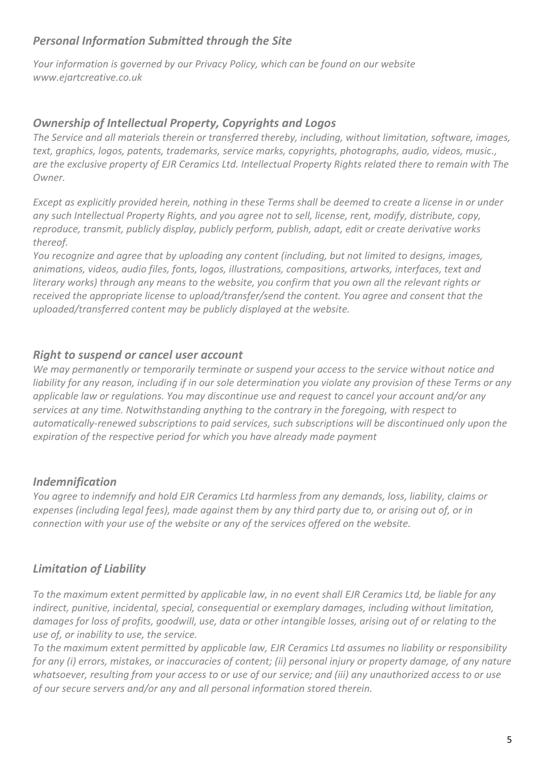### *Personal Information Submitted through the Site*

*Your information is governed by our Privacy Policy, which can be found on our website www.ejartcreative.co.uk*

### *Ownership of Intellectual Property, Copyrights and Logos*

*The Service and all materials therein or transferred thereby, including, without limitation, software, images, text, graphics, logos, patents, trademarks, service marks, copyrights, photographs, audio, videos, music., are the exclusive property of EJR Ceramics Ltd. Intellectual Property Rights related there to remain with The Owner.*

*Except as explicitly provided herein, nothing in these Terms shall be deemed to create a license in or under any such Intellectual Property Rights, and you agree not to sell, license, rent, modify, distribute, copy, reproduce, transmit, publicly display, publicly perform, publish, adapt, edit or create derivative works thereof.*

*You recognize and agree that by uploading any content (including, but not limited to designs, images, animations, videos, audio files, fonts, logos, illustrations, compositions, artworks, interfaces, text and literary works) through any means to the website, you confirm that you own all the relevant rights or received the appropriate license to upload/transfer/send the content. You agree and consent that the uploaded/transferred content may be publicly displayed at the website.*

### *Right to suspend or cancel user account*

*We may permanently or temporarily terminate or suspend your access to the service without notice and liability for any reason, including if in our sole determination you violate any provision of these Terms or any applicable law or regulations. You may discontinue use and request to cancel your account and/or any services at any time. Notwithstanding anything to the contrary in the foregoing, with respect to automatically-renewed subscriptions to paid services, such subscriptions will be discontinued only upon the expiration of the respective period for which you have already made payment*

### *Indemnification*

*You agree to indemnify and hold EJR Ceramics Ltd harmless from any demands, loss, liability, claims or expenses (including legal fees), made against them by any third party due to, or arising out of, or in connection with your use of the website or any of the services offered on the website.*

### *Limitation of Liability*

*To the maximum extent permitted by applicable law, in no event shall EJR Ceramics Ltd, be liable for any indirect, punitive, incidental, special, consequential or exemplary damages, including without limitation, damages for loss of profits, goodwill, use, data or other intangible losses, arising out of or relating to the use of, or inability to use, the service.*

*To the maximum extent permitted by applicable law, EJR Ceramics Ltd assumes no liability or responsibility for any (i) errors, mistakes, or inaccuracies of content; (ii) personal injury or property damage, of any nature whatsoever, resulting from your access to or use of our service; and (iii) any unauthorized access to or use of our secure servers and/or any and all personal information stored therein.*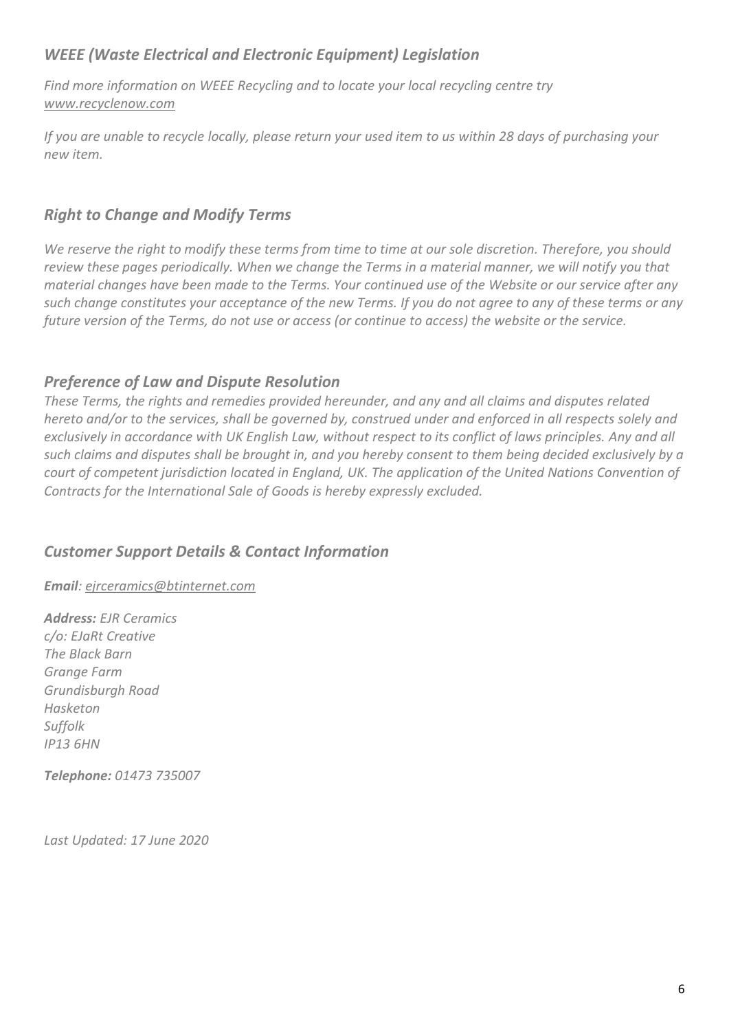## *WEEE (Waste Electrical and Electronic Equipment) Legislation*

*Find more information on WEEE Recycling and to locate your local recycling centre try [www.recyclenow.com](www.recyclenow.com)*

*If you are unable to recycle locally, please return your used item to us within 28 days of purchasing your new item.*

## *Right to Change and Modify Terms*

*We reserve the right to modify these terms from time to time at our sole discretion. Therefore, you should review these pages periodically. When we change the Terms in a material manner, we will notify you that material changes have been made to the Terms. Your continued use of the Website or our service after any such change constitutes your acceptance of the new Terms. If you do not agree to any of these terms or any future version of the Terms, do not use or access (or continue to access) the website or the service.*

## *Preference of Law and Dispute Resolution*

*These Terms, the rights and remedies provided hereunder, and any and all claims and disputes related hereto and/or to the services, shall be governed by, construed under and enforced in all respects solely and exclusively in accordance with UK English Law, without respect to its conflict of laws principles. Any and all such claims and disputes shall be brought in, and you hereby consent to them being decided exclusively by a court of competent jurisdiction located in England, UK. The application of the United Nations Convention of Contracts for the International Sale of Goods is hereby expressly excluded.*

## *Customer Support Details & Contact Information*

***Email**: [ejrceramics@btinternet.com](mailto:ejrceramics@btinternet.com)*

***Address:** EJR Ceramics*
*c/o: EJaRt Creative*
*The Black Barn*
*Grange Farm*
*Grundisburgh Road*
*Hasketon*
*Suffolk*
*IP13 6HN*

***Telephone:** 01473 735007*

*Last Updated: 17 June 2020*